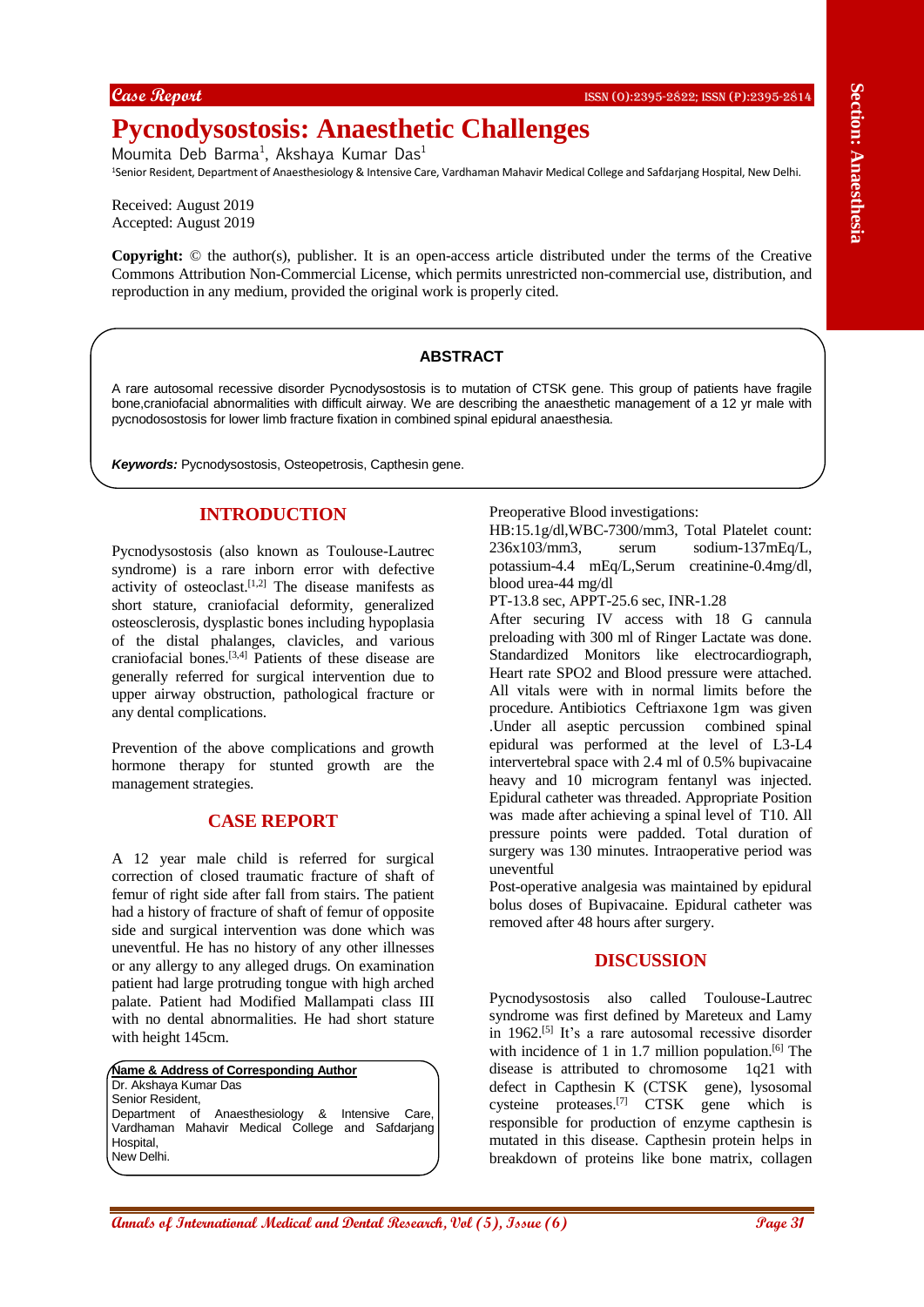Case Report

# Pycnodysostosis: Anaesthetic Challenges

Moumita Deb Barma[1], Akshaya Kumar Das[1]

[1]Senior Resident, Department of Anaesthesiology & Intensive Care, Vardhaman Mahavir Medical College and Safdarjang Hospital, New Delhi.

Received: August 2019
Accepted: August 2019

**Copyright:** © the author(s), publisher. It is an open-access article distributed under the terms of the Creative Commons Attribution Non-Commercial License, which permits unrestricted non-commercial use, distribution, and reproduction in any medium, provided the original work is properly cited.

### ABSTRACT

A rare autosomal recessive disorder Pycnodysostosis is to mutation of CTSK gene. This group of patients have fragile bone,craniofacial abnormalities with difficult airway. We are describing the anaesthetic management of a 12 yr male with pycnodosostosis for lower limb fracture fixation in combined spinal epidural anaesthesia.

***Keywords:*** Pycnodysostosis, Osteopetrosis, Capthesin gene.

## INTRODUCTION

Pycnodysostosis (also known as Toulouse-Lautrec syndrome) is a rare inborn error with defective activity of osteoclast.[1,2] The disease manifests as short stature, craniofacial deformity, generalized osteosclerosis, dysplastic bones including hypoplasia of the distal phalanges, clavicles, and various craniofacial bones.[3,4] Patients of these disease are generally referred for surgical intervention due to upper airway obstruction, pathological fracture or any dental complications.

Prevention of the above complications and growth hormone therapy for stunted growth are the management strategies.

## CASE REPORT

A 12 year male child is referred for surgical correction of closed traumatic fracture of shaft of femur of right side after fall from stairs. The patient had a history of fracture of shaft of femur of opposite side and surgical intervention was done which was uneventful. He has no history of any other illnesses or any allergy to any alleged drugs. On examination patient had large protruding tongue with high arched palate. Patient had Modified Mallampati class III with no dental abnormalities. He had short stature with height 145cm.

**Name & Address of Corresponding Author**
Dr. Akshaya Kumar Das
Senior Resident,
Department of Anaesthesiology & Intensive Care, Vardhaman Mahavir Medical College and Safdarjang Hospital,
New Delhi.

Preoperative Blood investigations:

HB:15.1g/dl,WBC-7300/mm3, Total Platelet count: 236x103/mm3, serum sodium-137mEq/L, potassium-4.4 mEq/L,Serum creatinine-0.4mg/dl, blood urea-44 mg/dl

PT-13.8 sec, APPT-25.6 sec, INR-1.28

After securing IV access with 18 G cannula preloading with 300 ml of Ringer Lactate was done. Standardized Monitors like electrocardiograph, Heart rate SPO2 and Blood pressure were attached. All vitals were with in normal limits before the procedure. Antibiotics Ceftriaxone 1gm was given .Under all aseptic percussion combined spinal epidural was performed at the level of L3-L4 intervertebral space with 2.4 ml of 0.5% bupivacaine heavy and 10 microgram fentanyl was injected. Epidural catheter was threaded. Appropriate Position was made after achieving a spinal level of T10. All pressure points were padded. Total duration of surgery was 130 minutes. Intraoperative period was uneventful

Post-operative analgesia was maintained by epidural bolus doses of Bupivacaine. Epidural catheter was removed after 48 hours after surgery.

## DISCUSSION

Pycnodysostosis also called Toulouse-Lautrec syndrome was first defined by Mareteux and Lamy in 1962.[5] It's a rare autosomal recessive disorder with incidence of 1 in 1.7 million population.[6] The disease is attributed to chromosome 1q21 with defect in Capthesin K (CTSK gene), lysosomal cysteine proteases.[7] CTSK gene which is responsible for production of enzyme capthesin is mutated in this disease. Capthesin protein helps in breakdown of proteins like bone matrix, collagen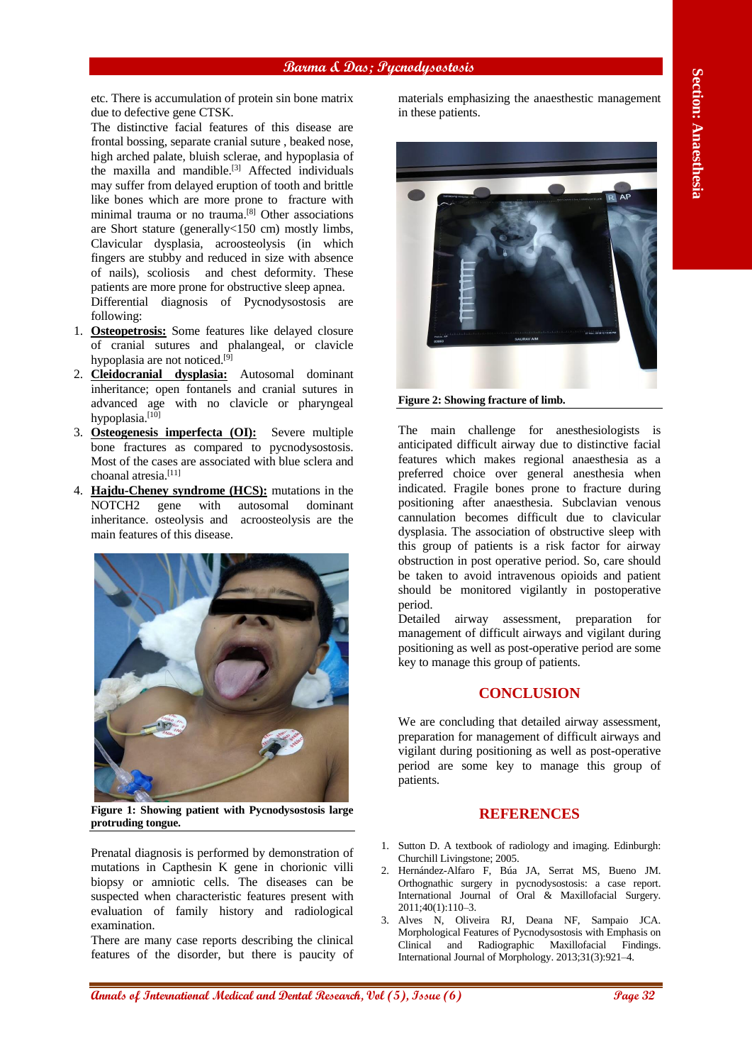etc. There is accumulation of protein sin bone matrix due to defective gene CTSK.

The distinctive facial features of this disease are frontal bossing, separate cranial suture , beaked nose, high arched palate, bluish sclerae, and hypoplasia of the maxilla and mandible.[3] Affected individuals may suffer from delayed eruption of tooth and brittle like bones which are more prone to fracture with minimal trauma or no trauma.[8] Other associations are Short stature (generally<150 cm) mostly limbs, Clavicular dysplasia, acroosteolysis (in which fingers are stubby and reduced in size with absence of nails), scoliosis and chest deformity. These patients are more prone for obstructive sleep apnea.

Differential diagnosis of Pycnodysostosis are following:

1. **Osteopetrosis:** Some features like delayed closure of cranial sutures and phalangeal, or clavicle hypoplasia are not noticed.[9]
2. **Cleidocranial dysplasia:** Autosomal dominant inheritance; open fontanels and cranial sutures in advanced age with no clavicle or pharyngeal hypoplasia.[10]
3. **Osteogenesis imperfecta (OI):** Severe multiple bone fractures as compared to pycnodysostosis. Most of the cases are associated with blue sclera and choanal atresia.[11]
4. **Hajdu-Cheney syndrome (HCS):** mutations in the NOTCH2 gene with autosomal dominant inheritance. osteolysis and acroosteolysis are the main features of this disease.

**Figure 1: Showing patient with Pycnodysostosis large protruding tongue.**

Prenatal diagnosis is performed by demonstration of mutations in Capthesin K gene in chorionic villi biopsy or amniotic cells. The diseases can be suspected when characteristic features present with evaluation of family history and radiological examination.

There are many case reports describing the clinical features of the disorder, but there is paucity of materials emphasizing the anaesthetic management in these patients.

**Figure 2: Showing fracture of limb.**

The main challenge for anesthesiologists is anticipated difficult airway due to distinctive facial features which makes regional anaesthesia as a preferred choice over general anesthesia when indicated. Fragile bones prone to fracture during positioning after anaesthesia. Subclavian venous cannulation becomes difficult due to clavicular dysplasia. The association of obstructive sleep with this group of patients is a risk factor for airway obstruction in post operative period. So, care should be taken to avoid intravenous opioids and patient should be monitored vigilantly in postoperative period.

Detailed airway assessment, preparation for management of difficult airways and vigilant during positioning as well as post-operative period are some key to manage this group of patients.

## CONCLUSION

We are concluding that detailed airway assessment, preparation for management of difficult airways and vigilant during positioning as well as post-operative period are some key to manage this group of patients.

## REFERENCES

1. Sutton D. A textbook of radiology and imaging. Edinburgh: Churchill Livingstone; 2005.
2. Hernández-Alfaro F, Búa JA, Serrat MS, Bueno JM. Orthognathic surgery in pycnodysostosis: a case report. International Journal of Oral & Maxillofacial Surgery. 2011;40(1):110–3.
3. Alves N, Oliveira RJ, Deana NF, Sampaio JCA. Morphological Features of Pycnodysostosis with Emphasis on Clinical and Radiographic Maxillofacial Findings. International Journal of Morphology. 2013;31(3):921–4.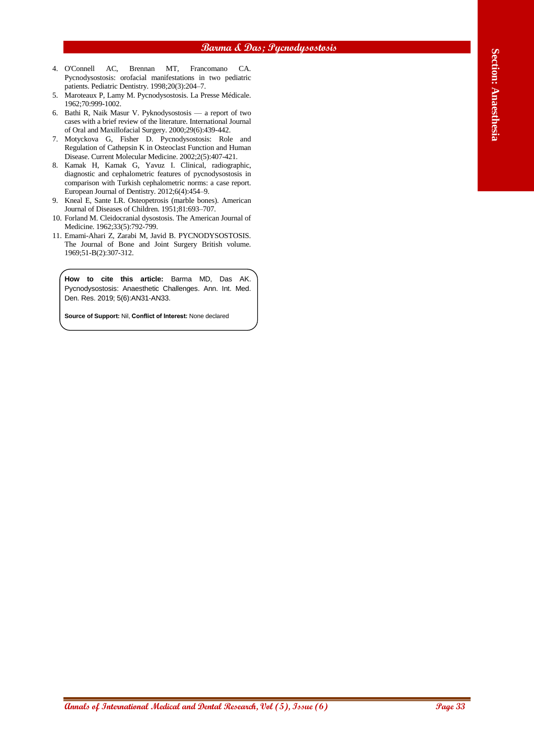4. O'Connell AC, Brennan MT, Francomano CA. Pycnodysostosis: orofacial manifestations in two pediatric patients. Pediatric Dentistry. 1998;20(3):204–7.
5. Maroteaux P, Lamy M. Pycnodysostosis. La Presse Médicale. 1962;70:999-1002.
6. Bathi R, Naik Masur V. Pyknodysostosis — a report of two cases with a brief review of the literature. International Journal of Oral and Maxillofacial Surgery. 2000;29(6):439-442.
7. Motyckova G, Fisher D. Pycnodysostosis: Role and Regulation of Cathepsin K in Osteoclast Function and Human Disease. Current Molecular Medicine. 2002;2(5):407-421.
8. Kamak H, Kamak G, Yavuz I. Clinical, radiographic, diagnostic and cephalometric features of pycnodysostosis in comparison with Turkish cephalometric norms: a case report. European Journal of Dentistry. 2012;6(4):454–9.
9. Kneal E, Sante LR. Osteopetrosis (marble bones). American Journal of Diseases of Children. 1951;81:693–707.
10. Forland M. Cleidocranial dysostosis. The American Journal of Medicine. 1962;33(5):792-799.
11. Emami-Ahari Z, Zarabi M, Javid B. PYCNODYSOSTOSIS. The Journal of Bone and Joint Surgery British volume. 1969;51-B(2):307-312.

**How to cite this article:** Barma MD, Das AK. Pycnodysostosis: Anaesthetic Challenges. Ann. Int. Med. Den. Res. 2019; 5(6):AN31-AN33.

**Source of Support:** Nil, **Conflict of Interest:** None declared